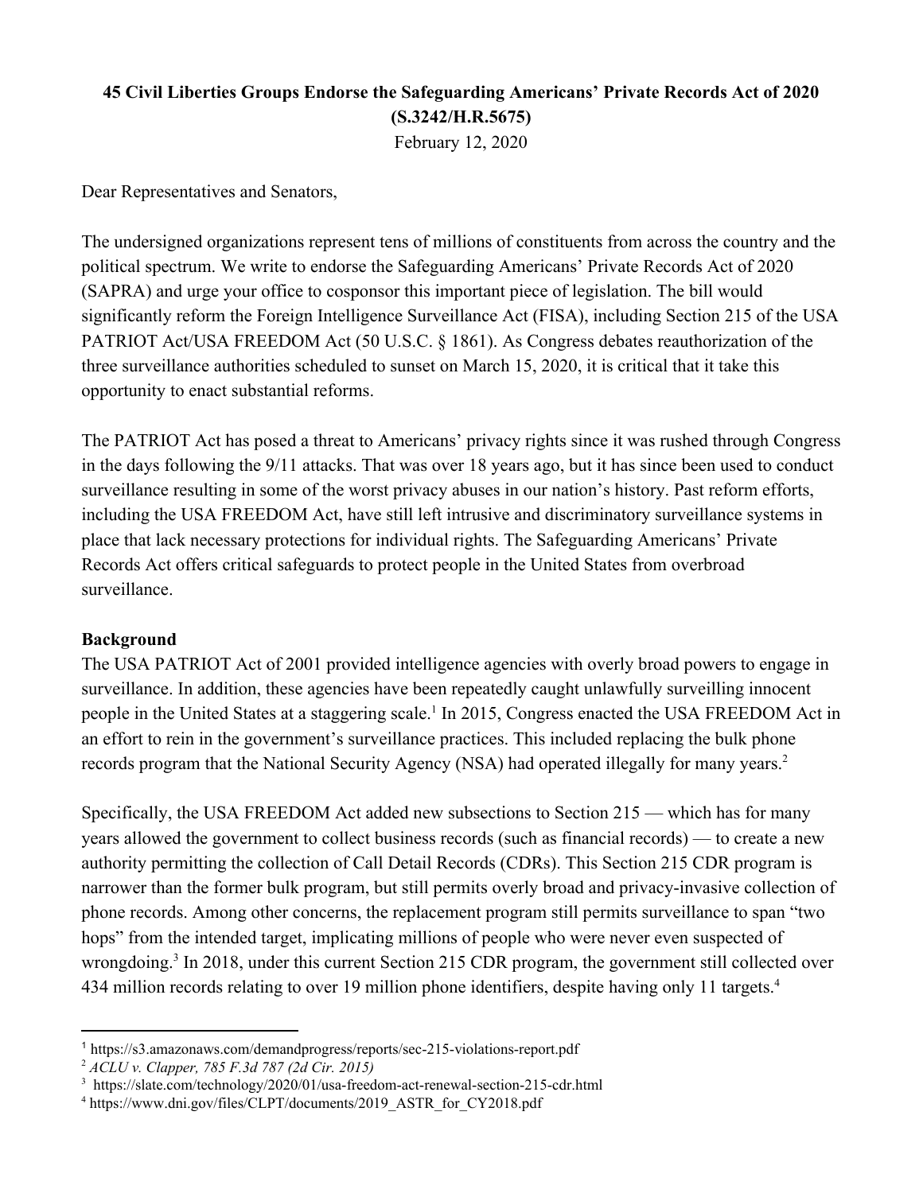**45 Civil Liberties Groups Endorse the Safeguarding Americans' Private Records Act of 2020 (S.3242/H.R.5675)**

February 12, 2020

Dear Representatives and Senators,

The undersigned organizations represent tens of millions of constituents from across the country and the political spectrum. We write to endorse the Safeguarding Americans' Private Records Act of 2020 (SAPRA) and urge your office to cosponsor this important piece of legislation. The bill would significantly reform the Foreign Intelligence Surveillance Act (FISA), including Section 215 of the USA PATRIOT Act/USA FREEDOM Act (50 U.S.C. § 1861). As Congress debates reauthorization of the three surveillance authorities scheduled to sunset on March 15, 2020, it is critical that it take this opportunity to enact substantial reforms.

The PATRIOT Act has posed a threat to Americans' privacy rights since it was rushed through Congress in the days following the 9/11 attacks. That was over 18 years ago, but it has since been used to conduct surveillance resulting in some of the worst privacy abuses in our nation's history. Past reform efforts, including the USA FREEDOM Act, have still left intrusive and discriminatory surveillance systems in place that lack necessary protections for individual rights. The Safeguarding Americans' Private Records Act offers critical safeguards to protect people in the United States from overbroad surveillance.

**Background**

The USA PATRIOT Act of 2001 provided intelligence agencies with overly broad powers to engage in surveillance. In addition, these agencies have been repeatedly caught unlawfully surveilling innocent people in the United States at a staggering scale.[1] In 2015, Congress enacted the USA FREEDOM Act in an effort to rein in the government's surveillance practices. This included replacing the bulk phone records program that the National Security Agency (NSA) had operated illegally for many years.[2]

Specifically, the USA FREEDOM Act added new subsections to Section 215 — which has for many years allowed the government to collect business records (such as financial records) — to create a new authority permitting the collection of Call Detail Records (CDRs). This Section 215 CDR program is narrower than the former bulk program, but still permits overly broad and privacy-invasive collection of phone records. Among other concerns, the replacement program still permits surveillance to span "two hops" from the intended target, implicating millions of people who were never even suspected of wrongdoing.[3] In 2018, under this current Section 215 CDR program, the government still collected over 434 million records relating to over 19 million phone identifiers, despite having only 11 targets.[4]

---

[1] https://s3.amazonaws.com/demandprogress/reports/sec-215-violations-report.pdf

[2] *ACLU v. Clapper, 785 F.3d 787 (2d Cir. 2015)*

[3] https://slate.com/technology/2020/01/usa-freedom-act-renewal-section-215-cdr.html

[4] https://www.dni.gov/files/CLPT/documents/2019_ASTR_for_CY2018.pdf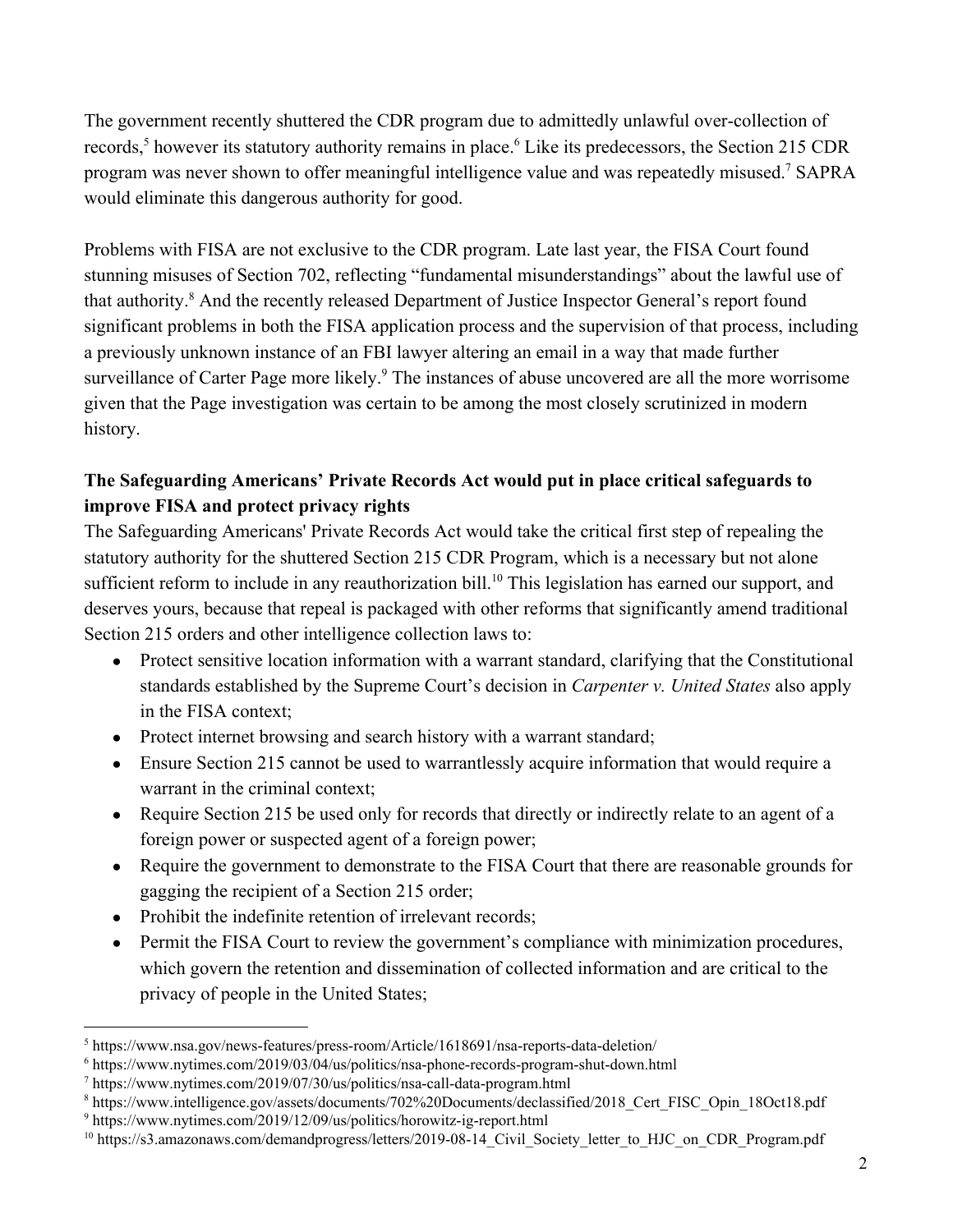The government recently shuttered the CDR program due to admittedly unlawful over-collection of records,[5] however its statutory authority remains in place.[6] Like its predecessors, the Section 215 CDR program was never shown to offer meaningful intelligence value and was repeatedly misused.[7] SAPRA would eliminate this dangerous authority for good.

Problems with FISA are not exclusive to the CDR program. Late last year, the FISA Court found stunning misuses of Section 702, reflecting "fundamental misunderstandings" about the lawful use of that authority.[8] And the recently released Department of Justice Inspector General's report found significant problems in both the FISA application process and the supervision of that process, including a previously unknown instance of an FBI lawyer altering an email in a way that made further surveillance of Carter Page more likely.[9] The instances of abuse uncovered are all the more worrisome given that the Page investigation was certain to be among the most closely scrutinized in modern history.

**The Safeguarding Americans' Private Records Act would put in place critical safeguards to improve FISA and protect privacy rights**

The Safeguarding Americans' Private Records Act would take the critical first step of repealing the statutory authority for the shuttered Section 215 CDR Program, which is a necessary but not alone sufficient reform to include in any reauthorization bill.[10] This legislation has earned our support, and deserves yours, because that repeal is packaged with other reforms that significantly amend traditional Section 215 orders and other intelligence collection laws to:

- Protect sensitive location information with a warrant standard, clarifying that the Constitutional standards established by the Supreme Court's decision in *Carpenter v. United States* also apply in the FISA context;
- Protect internet browsing and search history with a warrant standard;
- Ensure Section 215 cannot be used to warrantlessly acquire information that would require a warrant in the criminal context;
- Require Section 215 be used only for records that directly or indirectly relate to an agent of a foreign power or suspected agent of a foreign power;
- Require the government to demonstrate to the FISA Court that there are reasonable grounds for gagging the recipient of a Section 215 order;
- Prohibit the indefinite retention of irrelevant records;
- Permit the FISA Court to review the government's compliance with minimization procedures, which govern the retention and dissemination of collected information and are critical to the privacy of people in the United States;

---

[5] https://www.nsa.gov/news-features/press-room/Article/1618691/nsa-reports-data-deletion/

[6] https://www.nytimes.com/2019/03/04/us/politics/nsa-phone-records-program-shut-down.html

[7] https://www.nytimes.com/2019/07/30/us/politics/nsa-call-data-program.html

[8] https://www.intelligence.gov/assets/documents/702%20Documents/declassified/2018_Cert_FISC_Opin_18Oct18.pdf

[9] https://www.nytimes.com/2019/12/09/us/politics/horowitz-ig-report.html

[10] https://s3.amazonaws.com/demandprogress/letters/2019-08-14_Civil_Society_letter_to_HJC_on_CDR_Program.pdf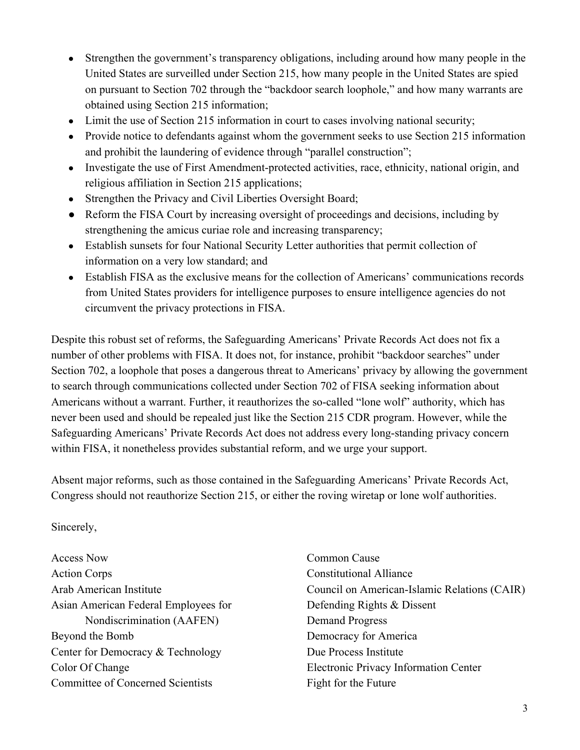- Strengthen the government's transparency obligations, including around how many people in the United States are surveilled under Section 215, how many people in the United States are spied on pursuant to Section 702 through the "backdoor search loophole," and how many warrants are obtained using Section 215 information;
- Limit the use of Section 215 information in court to cases involving national security;
- Provide notice to defendants against whom the government seeks to use Section 215 information and prohibit the laundering of evidence through "parallel construction";
- Investigate the use of First Amendment-protected activities, race, ethnicity, national origin, and religious affiliation in Section 215 applications;
- Strengthen the Privacy and Civil Liberties Oversight Board;
- Reform the FISA Court by increasing oversight of proceedings and decisions, including by strengthening the amicus curiae role and increasing transparency;
- Establish sunsets for four National Security Letter authorities that permit collection of information on a very low standard; and
- Establish FISA as the exclusive means for the collection of Americans' communications records from United States providers for intelligence purposes to ensure intelligence agencies do not circumvent the privacy protections in FISA.

Despite this robust set of reforms, the Safeguarding Americans' Private Records Act does not fix a number of other problems with FISA. It does not, for instance, prohibit "backdoor searches" under Section 702, a loophole that poses a dangerous threat to Americans' privacy by allowing the government to search through communications collected under Section 702 of FISA seeking information about Americans without a warrant. Further, it reauthorizes the so-called "lone wolf" authority, which has never been used and should be repealed just like the Section 215 CDR program. However, while the Safeguarding Americans' Private Records Act does not address every long-standing privacy concern within FISA, it nonetheless provides substantial reform, and we urge your support.

Absent major reforms, such as those contained in the Safeguarding Americans' Private Records Act, Congress should not reauthorize Section 215, or either the roving wiretap or lone wolf authorities.

Sincerely,

Access Now
Action Corps
Arab American Institute
Asian American Federal Employees for Nondiscrimination (AAFEN)
Beyond the Bomb
Center for Democracy & Technology
Color Of Change
Committee of Concerned Scientists
Common Cause
Constitutional Alliance
Council on American-Islamic Relations (CAIR)
Defending Rights & Dissent
Demand Progress
Democracy for America
Due Process Institute
Electronic Privacy Information Center
Fight for the Future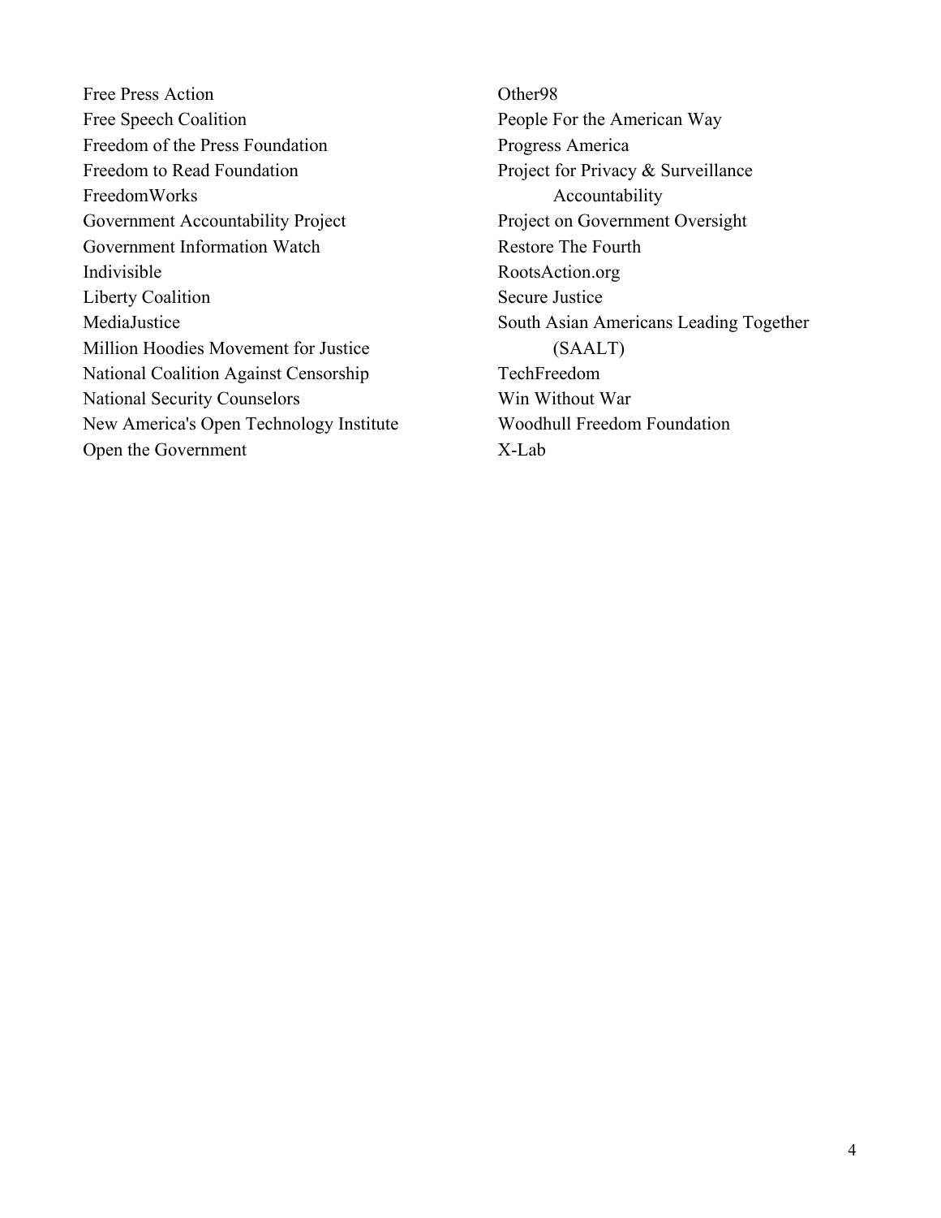Free Press Action
Free Speech Coalition
Freedom of the Press Foundation
Freedom to Read Foundation
FreedomWorks
Government Accountability Project
Government Information Watch
Indivisible
Liberty Coalition
MediaJustice
Million Hoodies Movement for Justice
National Coalition Against Censorship
National Security Counselors
New America's Open Technology Institute
Open the Government
Other98
People For the American Way
Progress America
Project for Privacy & Surveillance Accountability
Project on Government Oversight
Restore The Fourth
RootsAction.org
Secure Justice
South Asian Americans Leading Together (SAALT)
TechFreedom
Win Without War
Woodhull Freedom Foundation
X-Lab